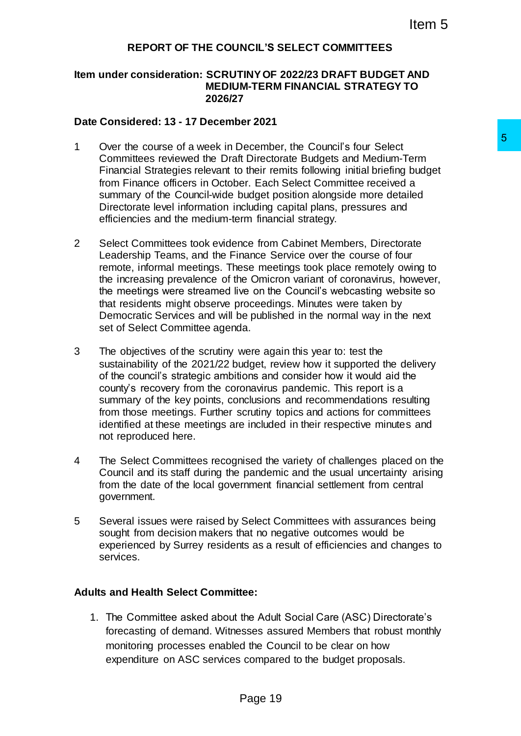## REPORT OF THE COUNCIL'S SELECT COMMITTEES

**Item under consideration: SCRUTINY OF 2022/23 DRAFT BUDGET AND MEDIUM-TERM FINANCIAL STRATEGY TO 2026/27**

**Date Considered: 13 - 17 December 2021**

1 Over the course of a week in December, the Council's four Select Committees reviewed the Draft Directorate Budgets and Medium-Term Financial Strategies relevant to their remits following initial briefing budget from Finance officers in October. Each Select Committee received a summary of the Council-wide budget position alongside more detailed Directorate level information including capital plans, pressures and efficiencies and the medium-term financial strategy.

2 Select Committees took evidence from Cabinet Members, Directorate Leadership Teams, and the Finance Service over the course of four remote, informal meetings. These meetings took place remotely owing to the increasing prevalence of the Omicron variant of coronavirus, however, the meetings were streamed live on the Council's webcasting website so that residents might observe proceedings. Minutes were taken by Democratic Services and will be published in the normal way in the next set of Select Committee agenda.

3 The objectives of the scrutiny were again this year to: test the sustainability of the 2021/22 budget, review how it supported the delivery of the council's strategic ambitions and consider how it would aid the county's recovery from the coronavirus pandemic. This report is a summary of the key points, conclusions and recommendations resulting from those meetings. Further scrutiny topics and actions for committees identified at these meetings are included in their respective minutes and not reproduced here.

4 The Select Committees recognised the variety of challenges placed on the Council and its staff during the pandemic and the usual uncertainty arising from the date of the local government financial settlement from central government.

5 Several issues were raised by Select Committees with assurances being sought from decision makers that no negative outcomes would be experienced by Surrey residents as a result of efficiencies and changes to services.

### Adults and Health Select Committee:

1. The Committee asked about the Adult Social Care (ASC) Directorate's forecasting of demand. Witnesses assured Members that robust monthly monitoring processes enabled the Council to be clear on how expenditure on ASC services compared to the budget proposals.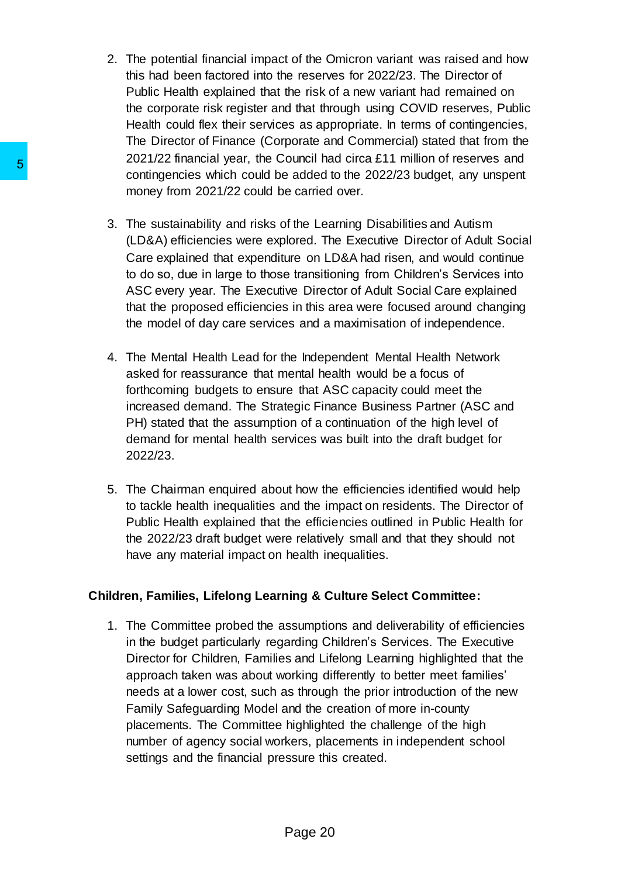2. The potential financial impact of the Omicron variant was raised and how this had been factored into the reserves for 2022/23. The Director of Public Health explained that the risk of a new variant had remained on the corporate risk register and that through using COVID reserves, Public Health could flex their services as appropriate. In terms of contingencies, The Director of Finance (Corporate and Commercial) stated that from the 2021/22 financial year, the Council had circa £11 million of reserves and contingencies which could be added to the 2022/23 budget, any unspent money from 2021/22 could be carried over.

3. The sustainability and risks of the Learning Disabilities and Autism (LD&A) efficiencies were explored. The Executive Director of Adult Social Care explained that expenditure on LD&A had risen, and would continue to do so, due in large to those transitioning from Children's Services into ASC every year. The Executive Director of Adult Social Care explained that the proposed efficiencies in this area were focused around changing the model of day care services and a maximisation of independence.

4. The Mental Health Lead for the Independent Mental Health Network asked for reassurance that mental health would be a focus of forthcoming budgets to ensure that ASC capacity could meet the increased demand. The Strategic Finance Business Partner (ASC and PH) stated that the assumption of a continuation of the high level of demand for mental health services was built into the draft budget for 2022/23.

5. The Chairman enquired about how the efficiencies identified would help to tackle health inequalities and the impact on residents. The Director of Public Health explained that the efficiencies outlined in Public Health for the 2022/23 draft budget were relatively small and that they should not have any material impact on health inequalities.

**Children, Families, Lifelong Learning & Culture Select Committee:**

1. The Committee probed the assumptions and deliverability of efficiencies in the budget particularly regarding Children's Services. The Executive Director for Children, Families and Lifelong Learning highlighted that the approach taken was about working differently to better meet families' needs at a lower cost, such as through the prior introduction of the new Family Safeguarding Model and the creation of more in-county placements. The Committee highlighted the challenge of the high number of agency social workers, placements in independent school settings and the financial pressure this created.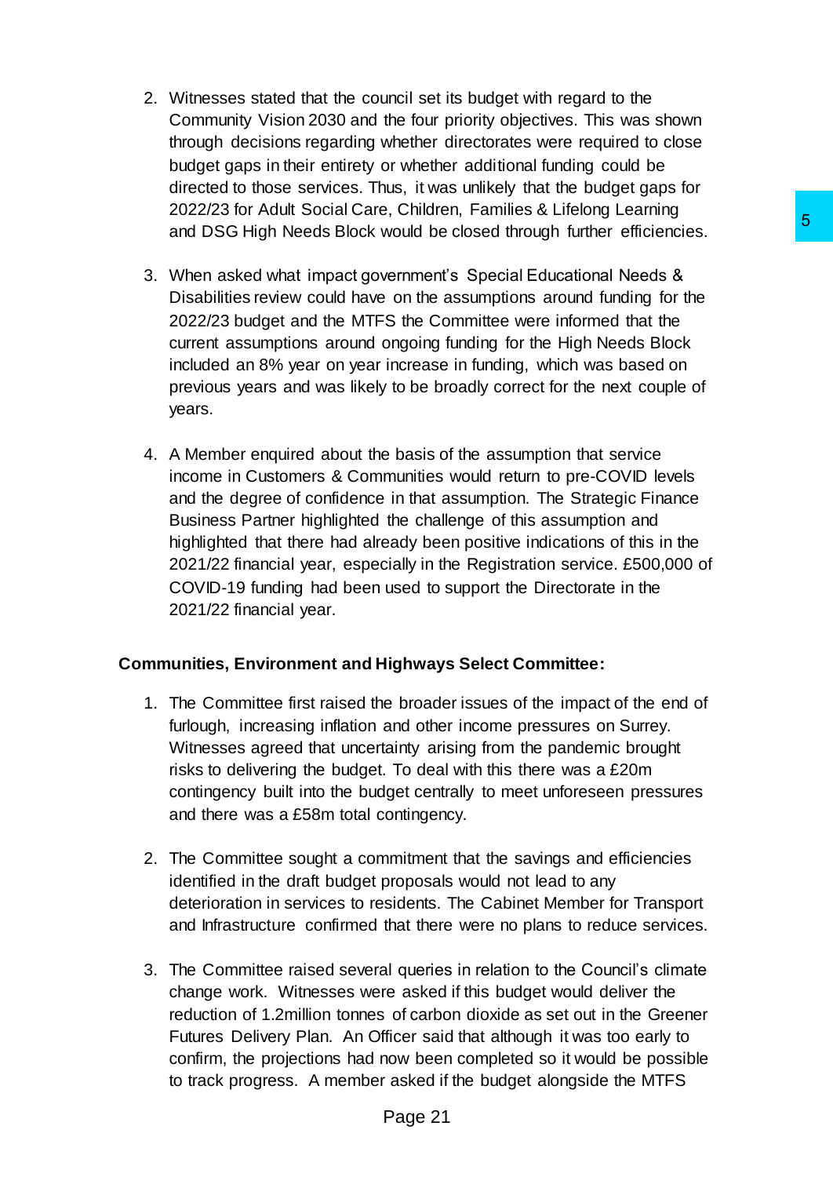2. Witnesses stated that the council set its budget with regard to the Community Vision 2030 and the four priority objectives. This was shown through decisions regarding whether directorates were required to close budget gaps in their entirety or whether additional funding could be directed to those services. Thus, it was unlikely that the budget gaps for 2022/23 for Adult Social Care, Children, Families & Lifelong Learning and DSG High Needs Block would be closed through further efficiencies.

3. When asked what impact government's Special Educational Needs & Disabilities review could have on the assumptions around funding for the 2022/23 budget and the MTFS the Committee were informed that the current assumptions around ongoing funding for the High Needs Block included an 8% year on year increase in funding, which was based on previous years and was likely to be broadly correct for the next couple of years.

4. A Member enquired about the basis of the assumption that service income in Customers & Communities would return to pre-COVID levels and the degree of confidence in that assumption. The Strategic Finance Business Partner highlighted the challenge of this assumption and highlighted that there had already been positive indications of this in the 2021/22 financial year, especially in the Registration service. £500,000 of COVID-19 funding had been used to support the Directorate in the 2021/22 financial year.

**Communities, Environment and Highways Select Committee:**

1. The Committee first raised the broader issues of the impact of the end of furlough, increasing inflation and other income pressures on Surrey. Witnesses agreed that uncertainty arising from the pandemic brought risks to delivering the budget. To deal with this there was a £20m contingency built into the budget centrally to meet unforeseen pressures and there was a £58m total contingency.

2. The Committee sought a commitment that the savings and efficiencies identified in the draft budget proposals would not lead to any deterioration in services to residents. The Cabinet Member for Transport and Infrastructure confirmed that there were no plans to reduce services.

3. The Committee raised several queries in relation to the Council's climate change work. Witnesses were asked if this budget would deliver the reduction of 1.2million tonnes of carbon dioxide as set out in the Greener Futures Delivery Plan. An Officer said that although it was too early to confirm, the projections had now been completed so it would be possible to track progress. A member asked if the budget alongside the MTFS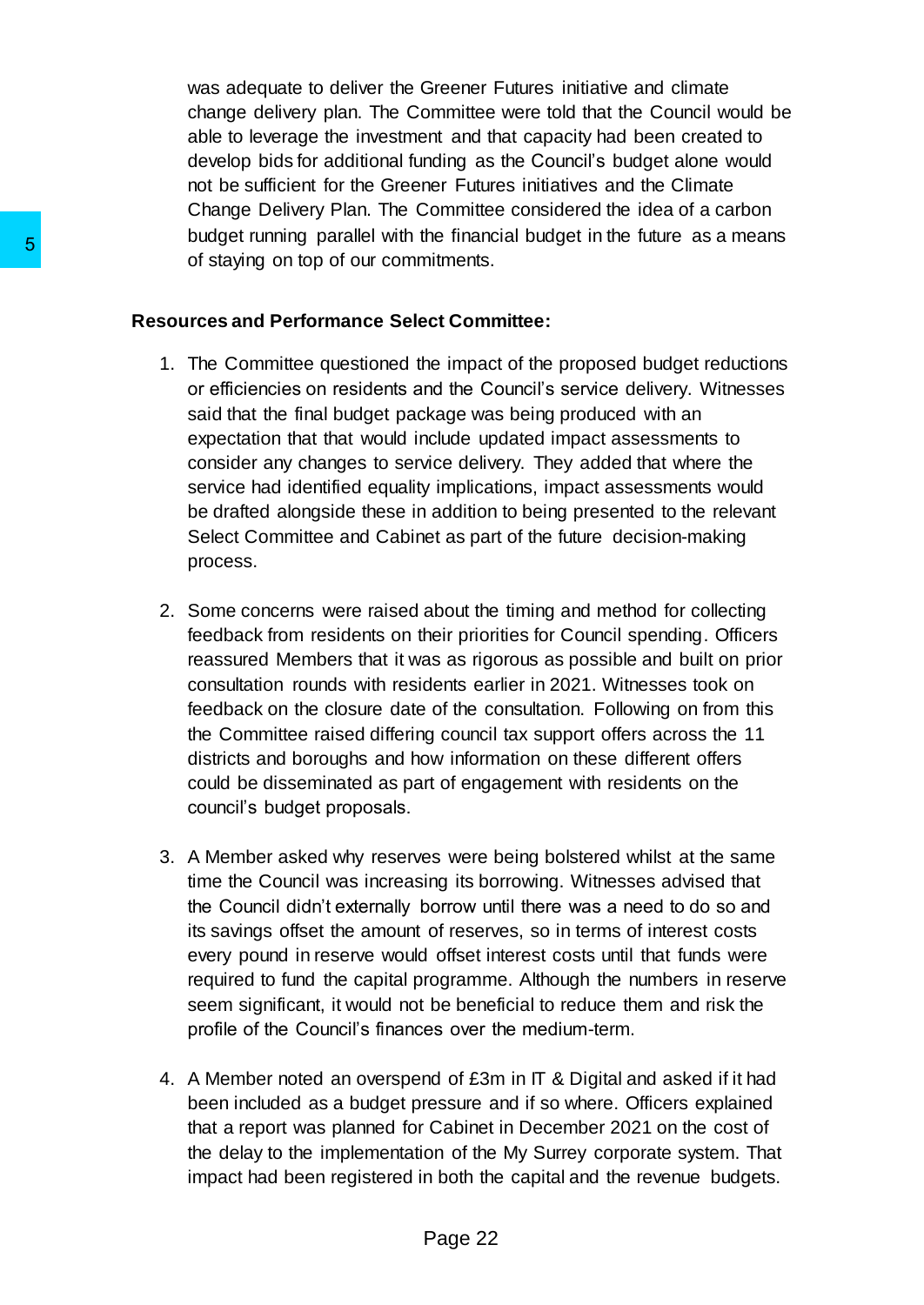was adequate to deliver the Greener Futures initiative and climate change delivery plan. The Committee were told that the Council would be able to leverage the investment and that capacity had been created to develop bids for additional funding as the Council's budget alone would not be sufficient for the Greener Futures initiatives and the Climate Change Delivery Plan. The Committee considered the idea of a carbon budget running parallel with the financial budget in the future as a means of staying on top of our commitments.

**Resources and Performance Select Committee:**

1. The Committee questioned the impact of the proposed budget reductions or efficiencies on residents and the Council's service delivery. Witnesses said that the final budget package was being produced with an expectation that that would include updated impact assessments to consider any changes to service delivery. They added that where the service had identified equality implications, impact assessments would be drafted alongside these in addition to being presented to the relevant Select Committee and Cabinet as part of the future decision-making process.

2. Some concerns were raised about the timing and method for collecting feedback from residents on their priorities for Council spending. Officers reassured Members that it was as rigorous as possible and built on prior consultation rounds with residents earlier in 2021. Witnesses took on feedback on the closure date of the consultation. Following on from this the Committee raised differing council tax support offers across the 11 districts and boroughs and how information on these different offers could be disseminated as part of engagement with residents on the council's budget proposals.

3. A Member asked why reserves were being bolstered whilst at the same time the Council was increasing its borrowing. Witnesses advised that the Council didn't externally borrow until there was a need to do so and its savings offset the amount of reserves, so in terms of interest costs every pound in reserve would offset interest costs until that funds were required to fund the capital programme. Although the numbers in reserve seem significant, it would not be beneficial to reduce them and risk the profile of the Council's finances over the medium-term.

4. A Member noted an overspend of £3m in IT & Digital and asked if it had been included as a budget pressure and if so where. Officers explained that a report was planned for Cabinet in December 2021 on the cost of the delay to the implementation of the My Surrey corporate system. That impact had been registered in both the capital and the revenue budgets.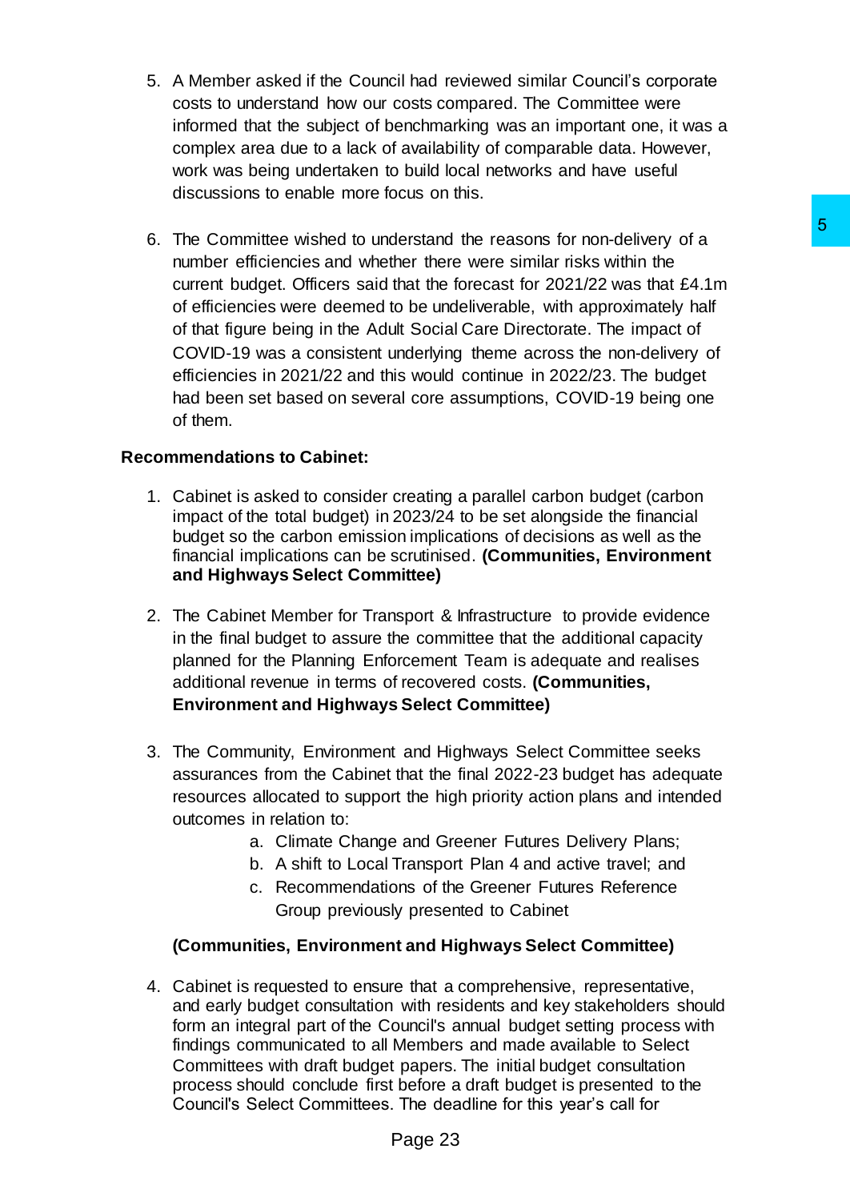5. A Member asked if the Council had reviewed similar Council's corporate costs to understand how our costs compared. The Committee were informed that the subject of benchmarking was an important one, it was a complex area due to a lack of availability of comparable data. However, work was being undertaken to build local networks and have useful discussions to enable more focus on this.

6. The Committee wished to understand the reasons for non-delivery of a number efficiencies and whether there were similar risks within the current budget. Officers said that the forecast for 2021/22 was that £4.1m of efficiencies were deemed to be undeliverable, with approximately half of that figure being in the Adult Social Care Directorate. The impact of COVID-19 was a consistent underlying theme across the non-delivery of efficiencies in 2021/22 and this would continue in 2022/23. The budget had been set based on several core assumptions, COVID-19 being one of them.

**Recommendations to Cabinet:**

1. Cabinet is asked to consider creating a parallel carbon budget (carbon impact of the total budget) in 2023/24 to be set alongside the financial budget so the carbon emission implications of decisions as well as the financial implications can be scrutinised. **(Communities, Environment and Highways Select Committee)**

2. The Cabinet Member for Transport & Infrastructure to provide evidence in the final budget to assure the committee that the additional capacity planned for the Planning Enforcement Team is adequate and realises additional revenue in terms of recovered costs. **(Communities, Environment and Highways Select Committee)**

3. The Community, Environment and Highways Select Committee seeks assurances from the Cabinet that the final 2022-23 budget has adequate resources allocated to support the high priority action plans and intended outcomes in relation to:
   a. Climate Change and Greener Futures Delivery Plans;
   b. A shift to Local Transport Plan 4 and active travel; and
   c. Recommendations of the Greener Futures Reference Group previously presented to Cabinet

   **(Communities, Environment and Highways Select Committee)**

4. Cabinet is requested to ensure that a comprehensive, representative, and early budget consultation with residents and key stakeholders should form an integral part of the Council's annual budget setting process with findings communicated to all Members and made available to Select Committees with draft budget papers. The initial budget consultation process should conclude first before a draft budget is presented to the Council's Select Committees. The deadline for this year's call for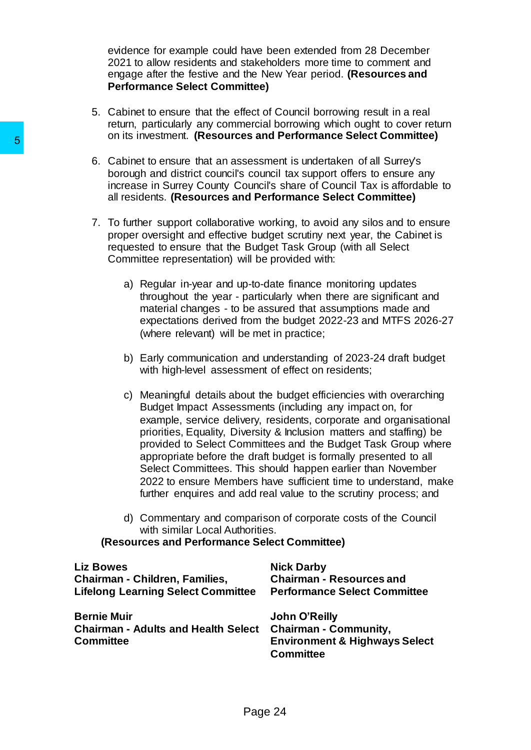evidence for example could have been extended from 28 December 2021 to allow residents and stakeholders more time to comment and engage after the festive and the New Year period. **(Resources and Performance Select Committee)**

5. Cabinet to ensure that the effect of Council borrowing result in a real return, particularly any commercial borrowing which ought to cover return on its investment. **(Resources and Performance Select Committee)**

6. Cabinet to ensure that an assessment is undertaken of all Surrey's borough and district council's council tax support offers to ensure any increase in Surrey County Council's share of Council Tax is affordable to all residents. **(Resources and Performance Select Committee)**

7. To further support collaborative working, to avoid any silos and to ensure proper oversight and effective budget scrutiny next year, the Cabinet is requested to ensure that the Budget Task Group (with all Select Committee representation) will be provided with:

    a) Regular in-year and up-to-date finance monitoring updates throughout the year - particularly when there are significant and material changes - to be assured that assumptions made and expectations derived from the budget 2022-23 and MTFS 2026-27 (where relevant) will be met in practice;

    b) Early communication and understanding of 2023-24 draft budget with high-level assessment of effect on residents;

    c) Meaningful details about the budget efficiencies with overarching Budget Impact Assessments (including any impact on, for example, service delivery, residents, corporate and organisational priorities, Equality, Diversity & Inclusion matters and staffing) be provided to Select Committees and the Budget Task Group where appropriate before the draft budget is formally presented to all Select Committees. This should happen earlier than November 2022 to ensure Members have sufficient time to understand, make further enquires and add real value to the scrutiny process; and

    d) Commentary and comparison of corporate costs of the Council with similar Local Authorities.

**(Resources and Performance Select Committee)**

**Liz Bowes**
**Chairman - Children, Families, Lifelong Learning Select Committee**

**Nick Darby**
**Chairman - Resources and Performance Select Committee**

**Bernie Muir**
**Chairman - Adults and Health Select Committee**

**John O'Reilly**
**Chairman - Community, Environment & Highways Select Committee**